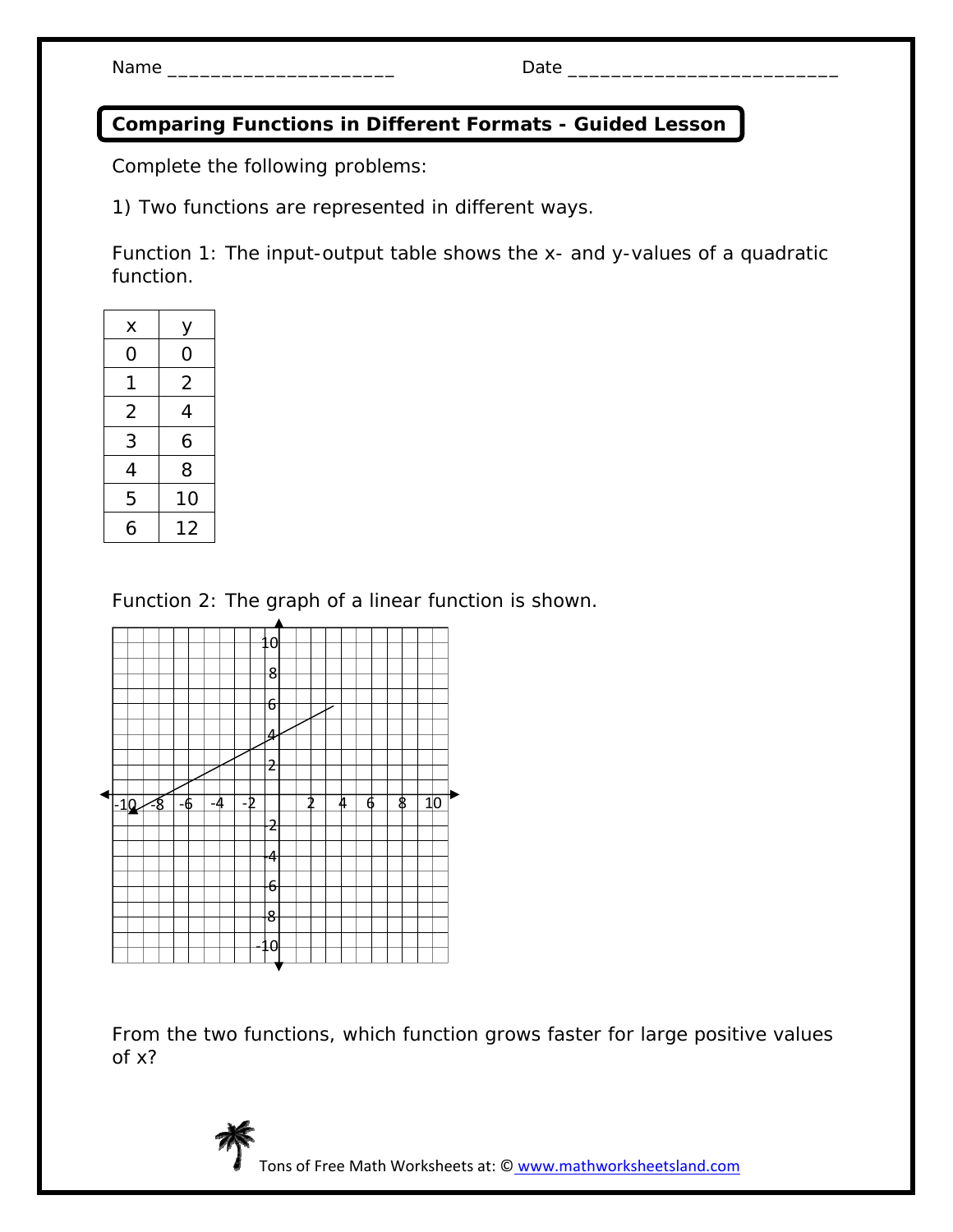Name ______________________ Date __________________________

## Comparing Functions in Different Formats - Guided Lesson

Complete the following problems:

1) Two functions are represented in different ways.

Function 1: The input-output table shows the x- and y-values of a quadratic function.

| x | y |
|---|---|
| 0 | 0 |
| 1 | 2 |
| 2 | 4 |
| 3 | 6 |
| 4 | 8 |
| 5 | 10 |
| 6 | 12 |

Function 2: The graph of a linear function is shown.

From the two functions, which function grows faster for large positive values of x?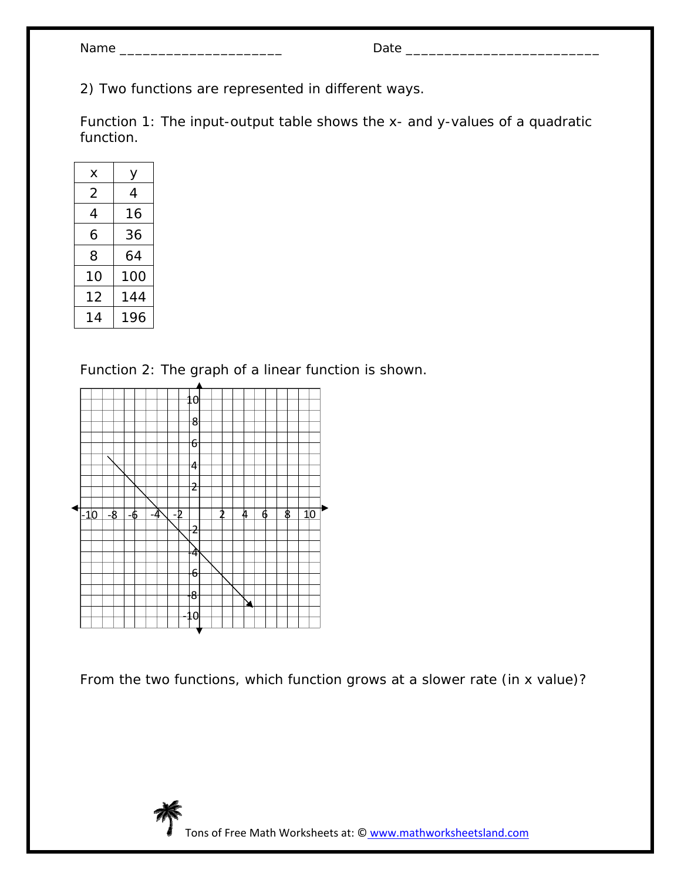Name ______________________ Date __________________________

2) Two functions are represented in different ways.

Function 1: The input-output table shows the x- and y-values of a quadratic function.

| x | y |
|---|---|
| 2 | 4 |
| 4 | 16 |
| 6 | 36 |
| 8 | 64 |
| 10 | 100 |
| 12 | 144 |
| 14 | 196 |

Function 2: The graph of a linear function is shown.

From the two functions, which function grows at a slower rate (in x value)?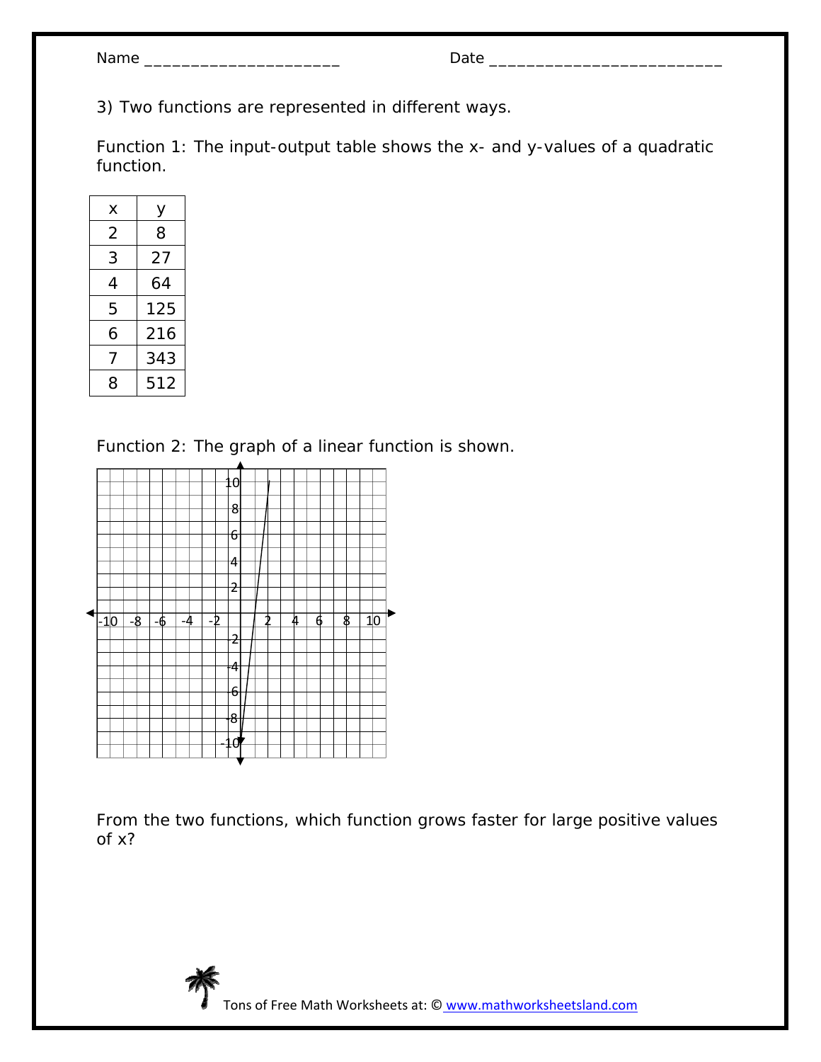Name ____________________ Date ________________________

3) Two functions are represented in different ways.

Function 1: The input-output table shows the x- and y-values of a quadratic function.

| x | y |
|---|---|
| 2 | 8 |
| 3 | 27 |
| 4 | 64 |
| 5 | 125 |
| 6 | 216 |
| 7 | 343 |
| 8 | 512 |

Function 2: The graph of a linear function is shown.

10
8
6
4
2
-10 -8 -6 -4 -2 2 4 6 8 10
-2
-4
-6
-8
-10

From the two functions, which function grows faster for large positive values of x?